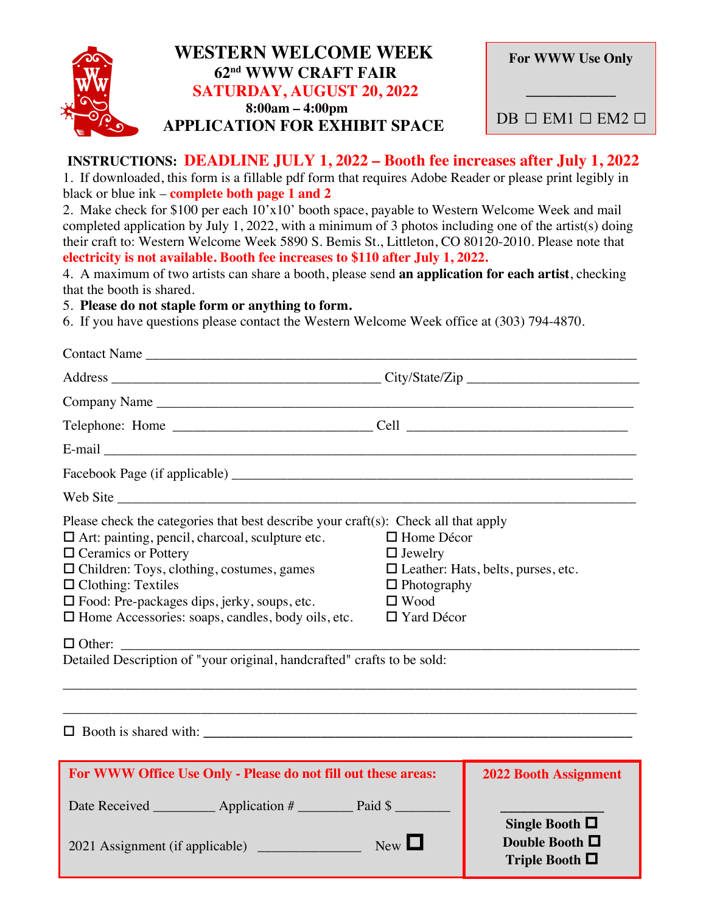# WESTERN WELCOME WEEK

## 62nd WWW CRAFT FAIR

## SATURDAY, AUGUST 20, 2022

**8:00am – 4:00pm**

## APPLICATION FOR EXHIBIT SPACE

**For WWW Use Only**

____________

DB ☐ EM1 ☐ EM2 ☐

**INSTRUCTIONS: DEADLINE JULY 1, 2022 – Booth fee increases after July 1, 2022**

1. If downloaded, this form is a fillable pdf form that requires Adobe Reader or please print legibly in black or blue ink – **complete both page 1 and 2**
2. Make check for $100 per each 10'x10' booth space, payable to Western Welcome Week and mail completed application by July 1, 2022, with a minimum of 3 photos including one of the artist(s) doing their craft to: Western Welcome Week 5890 S. Bemis St., Littleton, CO 80120-2010. Please note that **electricity is not available. Booth fee increases to $110 after July 1, 2022.**
4. A maximum of two artists can share a booth, please send **an application for each artist**, checking that the booth is shared.
5. **Please do not staple form or anything to form.**
6. If you have questions please contact the Western Welcome Week office at (303) 794-4870.

Contact Name ____________________________________________

Address ______________________________ City/State/Zip ____________________

Company Name ____________________________________________

Telephone: Home ______________________ Cell ______________________

E-mail ____________________________________________

Facebook Page (if applicable) ____________________________________________

Web Site ____________________________________________

Please check the categories that best describe your craft(s): Check all that apply

- ☐ Art: painting, pencil, charcoal, sculpture etc.
- ☐ Ceramics or Pottery
- ☐ Children: Toys, clothing, costumes, games
- ☐ Clothing: Textiles
- ☐ Food: Pre-packages dips, jerky, soups, etc.
- ☐ Home Accessories: soaps, candles, body oils, etc.
- ☐ Home Décor
- ☐ Jewelry
- ☐ Leather: Hats, belts, purses, etc.
- ☐ Photography
- ☐ Wood
- ☐ Yard Décor

☐ Other: ____________________________________________

Detailed Description of "your original, handcrafted" crafts to be sold:

____________________________________________

____________________________________________

☐ Booth is shared with: ____________________________________________

**For WWW Office Use Only - Please do not fill out these areas:**

Date Received _________ Application # ________ Paid $ ________

2021 Assignment (if applicable) ______________ New ☐

**2022 Booth Assignment**

______________

**Single Booth** ☐

**Double Booth** ☐

**Triple Booth** ☐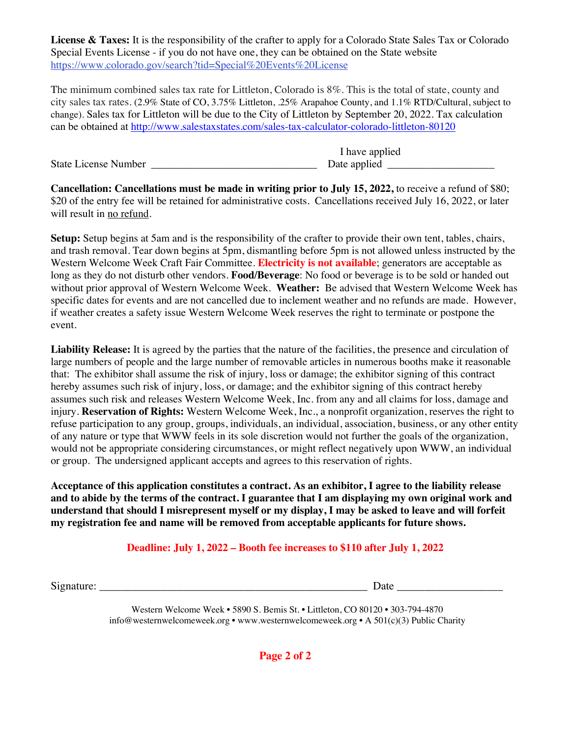**License & Taxes:** It is the responsibility of the crafter to apply for a Colorado State Sales Tax or Colorado Special Events License - if you do not have one, they can be obtained on the State website https://www.colorado.gov/search?tid=Special%20Events%20License

The minimum combined sales tax rate for Littleton, Colorado is 8%. This is the total of state, county and city sales tax rates. (2.9% State of CO, 3.75% Littleton, .25% Arapahoe County, and 1.1% RTD/Cultural, subject to change). Sales tax for Littleton will be due to the City of Littleton by September 20, 2022. Tax calculation can be obtained at http://www.salestaxstates.com/sales-tax-calculator-colorado-littleton-80120

State License Number ______________________________ I have applied Date applied __________________

**Cancellation: Cancellations must be made in writing prior to July 15, 2022,** to receive a refund of $80; $20 of the entry fee will be retained for administrative costs. Cancellations received July 16, 2022, or later will result in no refund.

**Setup:** Setup begins at 5am and is the responsibility of the crafter to provide their own tent, tables, chairs, and trash removal. Tear down begins at 5pm, dismantling before 5pm is not allowed unless instructed by the Western Welcome Week Craft Fair Committee. **Electricity is not available**; generators are acceptable as long as they do not disturb other vendors. **Food/Beverage**: No food or beverage is to be sold or handed out without prior approval of Western Welcome Week. **Weather:** Be advised that Western Welcome Week has specific dates for events and are not cancelled due to inclement weather and no refunds are made. However, if weather creates a safety issue Western Welcome Week reserves the right to terminate or postpone the event.

**Liability Release:** It is agreed by the parties that the nature of the facilities, the presence and circulation of large numbers of people and the large number of removable articles in numerous booths make it reasonable that: The exhibitor shall assume the risk of injury, loss or damage; the exhibitor signing of this contract hereby assumes such risk of injury, loss, or damage; and the exhibitor signing of this contract hereby assumes such risk and releases Western Welcome Week, Inc. from any and all claims for loss, damage and injury. **Reservation of Rights:** Western Welcome Week, Inc., a nonprofit organization, reserves the right to refuse participation to any group, groups, individuals, an individual, association, business, or any other entity of any nature or type that WWW feels in its sole discretion would not further the goals of the organization, would not be appropriate considering circumstances, or might reflect negatively upon WWW, an individual or group. The undersigned applicant accepts and agrees to this reservation of rights.

**Acceptance of this application constitutes a contract. As an exhibitor, I agree to the liability release and to abide by the terms of the contract. I guarantee that I am displaying my own original work and understand that should I misrepresent myself or my display, I may be asked to leave and will forfeit my registration fee and name will be removed from acceptable applicants for future shows.**

**Deadline: July 1, 2022 – Booth fee increases to $110 after July 1, 2022**

Signature: ______________________________________________ Date __________________

Western Welcome Week • 5890 S. Bemis St. • Littleton, CO 80120 • 303-794-4870
info@westernwelcomeweek.org • www.westernwelcomeweek.org • A 501(c)(3) Public Charity